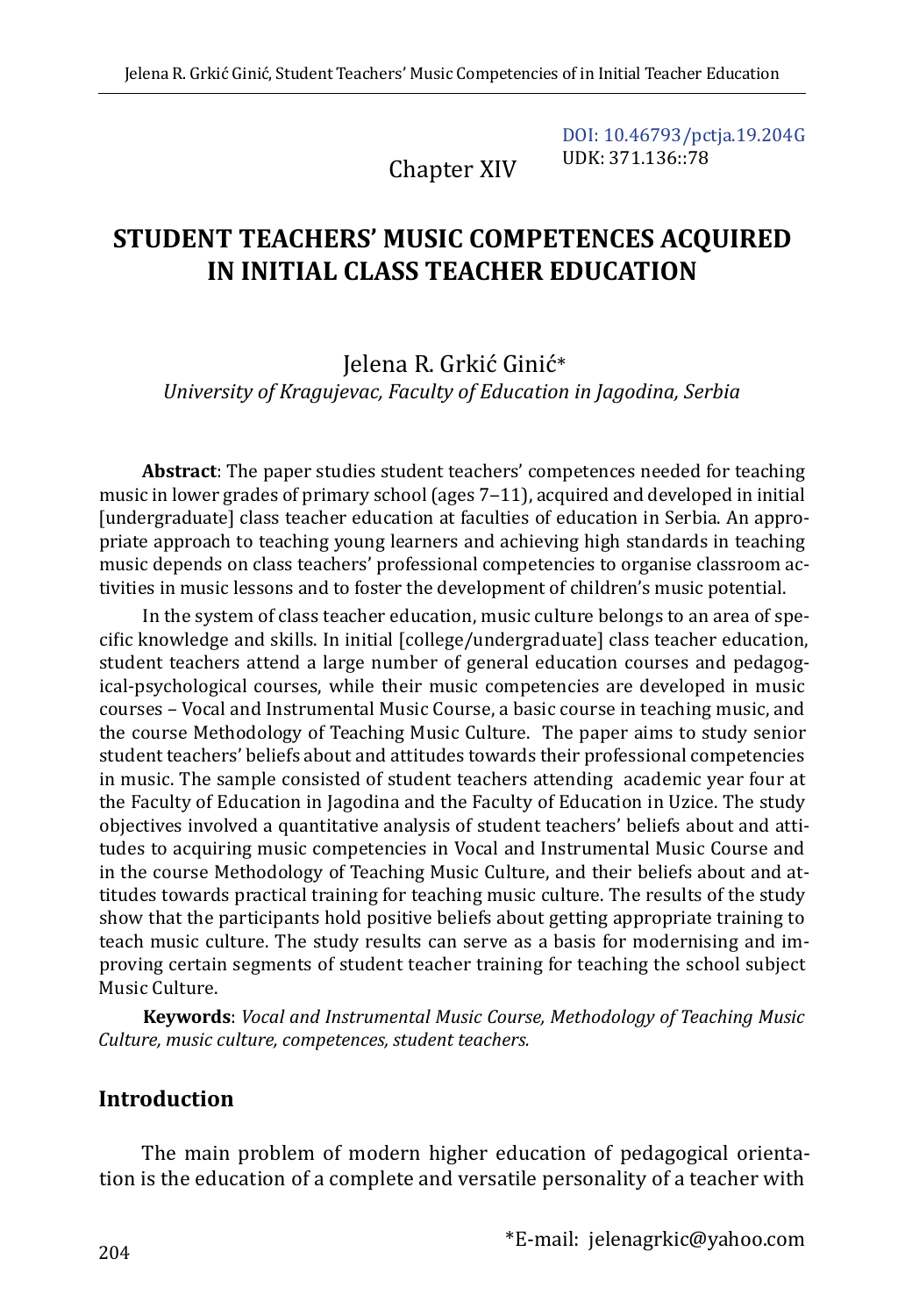DOI: 10.46793/pctja.19.204G
UDK: 371.136::78

Chapter XIV

# STUDENT TEACHERS' MUSIC COMPETENCES ACQUIRED IN INITIAL CLASS TEACHER EDUCATION

Jelena R. Grkić Ginić*
*University of Kragujevac, Faculty of Education in Jagodina, Serbia*

**Abstract**: The paper studies student teachers' competences needed for teaching music in lower grades of primary school (ages 7–11), acquired and developed in initial [undergraduate] class teacher education at faculties of education in Serbia. An appropriate approach to teaching young learners and achieving high standards in teaching music depends on class teachers' professional competencies to organise classroom activities in music lessons and to foster the development of children's music potential.

In the system of class teacher education, music culture belongs to an area of specific knowledge and skills. In initial [college/undergraduate] class teacher education, student teachers attend a large number of general education courses and pedagogical-psychological courses, while their music competencies are developed in music courses – Vocal and Instrumental Music Course, a basic course in teaching music, and the course Methodology of Teaching Music Culture. The paper aims to study senior student teachers' beliefs about and attitudes towards their professional competencies in music. The sample consisted of student teachers attending academic year four at the Faculty of Education in Jagodina and the Faculty of Education in Uzice. The study objectives involved a quantitative analysis of student teachers' beliefs about and attitudes to acquiring music competencies in Vocal and Instrumental Music Course and in the course Methodology of Teaching Music Culture, and their beliefs about and attitudes towards practical training for teaching music culture. The results of the study show that the participants hold positive beliefs about getting appropriate training to teach music culture. The study results can serve as a basis for modernising and improving certain segments of student teacher training for teaching the school subject Music Culture.

**Keywords**: *Vocal and Instrumental Music Course, Methodology of Teaching Music Culture, music culture, competences, student teachers.*

## Introduction

The main problem of modern higher education of pedagogical orientation is the education of a complete and versatile personality of a teacher with

*E-mail: jelenagrkic@yahoo.com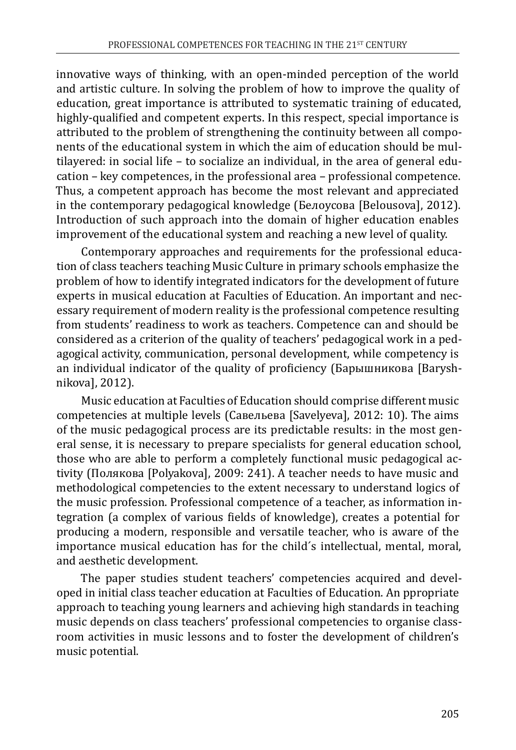innovative ways of thinking, with an open-minded perception of the world and artistic culture. In solving the problem of how to improve the quality of education, great importance is attributed to systematic training of educated, highly-qualified and competent experts. In this respect, special importance is attributed to the problem of strengthening the continuity between all components of the educational system in which the aim of education should be multilayered: in social life – to socialize an individual, in the area of general education – key competences, in the professional area – professional competence. Thus, a competent approach has become the most relevant and appreciated in the contemporary pedagogical knowledge (Белоусова [Belousova], 2012). Introduction of such approach into the domain of higher education enables improvement of the educational system and reaching a new level of quality.

Contemporary approaches and requirements for the professional education of class teachers teaching Music Culture in primary schools emphasize the problem of how to identify integrated indicators for the development of future experts in musical education at Faculties of Education. An important and necessary requirement of modern reality is the professional competence resulting from students' readiness to work as teachers. Competence can and should be considered as a criterion of the quality of teachers' pedagogical work in a pedagogical activity, communication, personal development, while competency is an individual indicator of the quality of proficiency (Барышникова [Baryshnikova], 2012).

Music education at Faculties of Education should comprise different music competencies at multiple levels (Савельева [Savelyeva], 2012: 10). The aims of the music pedagogical process are its predictable results: in the most general sense, it is necessary to prepare specialists for general education school, those who are able to perform a completely functional music pedagogical activity (Полякова [Polyakova], 2009: 241). A teacher needs to have music and methodological competencies to the extent necessary to understand logics of the music profession. Professional competence of a teacher, as information integration (a complex of various fields of knowledge), creates a potential for producing a modern, responsible and versatile teacher, who is aware of the importance musical education has for the child´s intellectual, mental, moral, and aesthetic development.

The paper studies student teachers' competencies acquired and developed in initial class teacher education at Faculties of Education. An ppropriate approach to teaching young learners and achieving high standards in teaching music depends on class teachers' professional competencies to organise classroom activities in music lessons and to foster the development of children's music potential.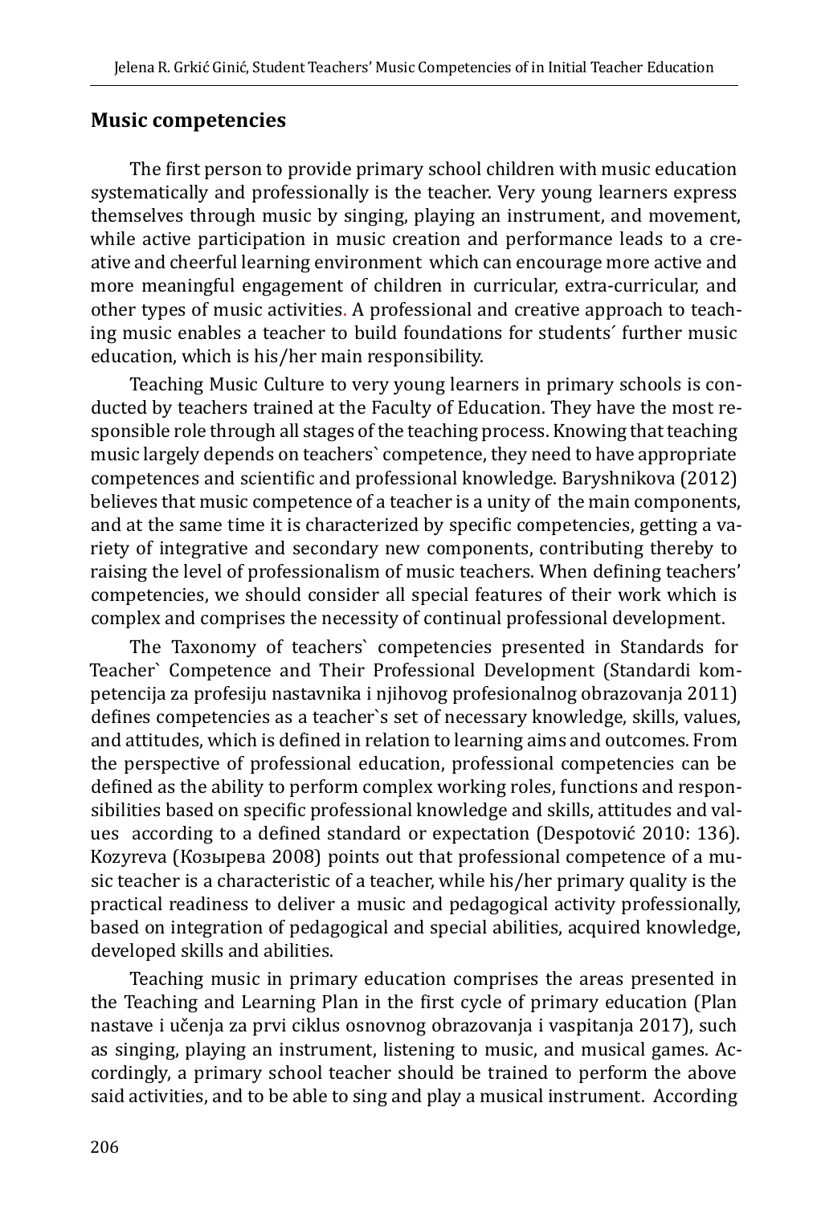## Music competencies

The first person to provide primary school children with music education systematically and professionally is the teacher. Very young learners express themselves through music by singing, playing an instrument, and movement, while active participation in music creation and performance leads to a creative and cheerful learning environment which can encourage more active and more meaningful engagement of children in curricular, extra-curricular, and other types of music activities. A professional and creative approach to teaching music enables a teacher to build foundations for students´ further music education, which is his/her main responsibility.

Teaching Music Culture to very young learners in primary schools is conducted by teachers trained at the Faculty of Education. They have the most responsible role through all stages of the teaching process. Knowing that teaching music largely depends on teachers` competence, they need to have appropriate competences and scientific and professional knowledge. Baryshnikova (2012) believes that music competence of a teacher is a unity of the main components, and at the same time it is characterized by specific competencies, getting a variety of integrative and secondary new components, contributing thereby to raising the level of professionalism of music teachers. When defining teachers' competencies, we should consider all special features of their work which is complex and comprises the necessity of continual professional development.

The Taxonomy of teachers` competencies presented in Standards for Teacher` Competence and Their Professional Development (Standardi kompetencija za profesiju nastavnika i njihovog profesionalnog obrazovanja 2011) defines competencies as a teacher`s set of necessary knowledge, skills, values, and attitudes, which is defined in relation to learning aims and outcomes. From the perspective of professional education, professional competencies can be defined as the ability to perform complex working roles, functions and responsibilities based on specific professional knowledge and skills, attitudes and values according to a defined standard or expectation (Despotović 2010: 136). Kozyreva (Козырева 2008) points out that professional competence of a music teacher is a characteristic of a teacher, while his/her primary quality is the practical readiness to deliver a music and pedagogical activity professionally, based on integration of pedagogical and special abilities, acquired knowledge, developed skills and abilities.

Teaching music in primary education comprises the areas presented in the Teaching and Learning Plan in the first cycle of primary education (Plan nastave i učenja za prvi ciklus osnovnog obrazovanja i vaspitanja 2017), such as singing, playing an instrument, listening to music, and musical games. Accordingly, a primary school teacher should be trained to perform the above said activities, and to be able to sing and play a musical instrument. According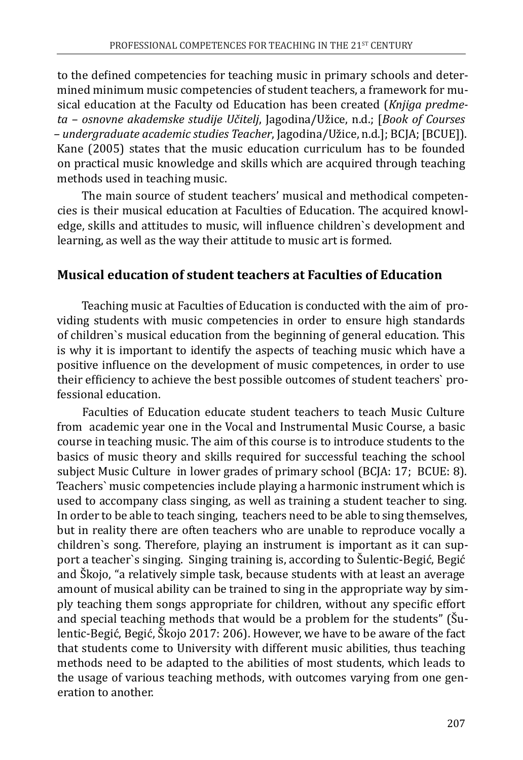to the defined competencies for teaching music in primary schools and determined minimum music competencies of student teachers, a framework for musical education at the Faculty od Education has been created (*Knjiga predmeta – osnovne akademske studije Učitelj*, Jagodina/Užice, n.d.; [*Book of Courses – undergraduate academic studies Teacher*, Jagodina/Užice, n.d.]; BCJA; [BCUE]). Kane (2005) states that the music education curriculum has to be founded on practical music knowledge and skills which are acquired through teaching methods used in teaching music.

The main source of student teachers' musical and methodical competencies is their musical education at Faculties of Education. The acquired knowledge, skills and attitudes to music, will influence children`s development and learning, as well as the way their attitude to music art is formed.

## Musical education of student teachers at Faculties of Education

Teaching music at Faculties of Education is conducted with the aim of providing students with music competencies in order to ensure high standards of children`s musical education from the beginning of general education. This is why it is important to identify the aspects of teaching music which have a positive influence on the development of music competences, in order to use their efficiency to achieve the best possible outcomes of student teachers` professional education.

Faculties of Education educate student teachers to teach Music Culture from academic year one in the Vocal and Instrumental Music Course, a basic course in teaching music. The aim of this course is to introduce students to the basics of music theory and skills required for successful teaching the school subject Music Culture in lower grades of primary school (BCJA: 17; BCUE: 8). Teachers` music competencies include playing a harmonic instrument which is used to accompany class singing, as well as training a student teacher to sing. In order to be able to teach singing, teachers need to be able to sing themselves, but in reality there are often teachers who are unable to reproduce vocally a children`s song. Therefore, playing an instrument is important as it can support a teacher`s singing. Singing training is, according to Šulentic-Begić, Begić and Škojo, "a relatively simple task, because students with at least an average amount of musical ability can be trained to sing in the appropriate way by simply teaching them songs appropriate for children, without any specific effort and special teaching methods that would be a problem for the students" (Šulentic-Begić, Begić, Škojo 2017: 206). However, we have to be aware of the fact that students come to University with different music abilities, thus teaching methods need to be adapted to the abilities of most students, which leads to the usage of various teaching methods, with outcomes varying from one generation to another.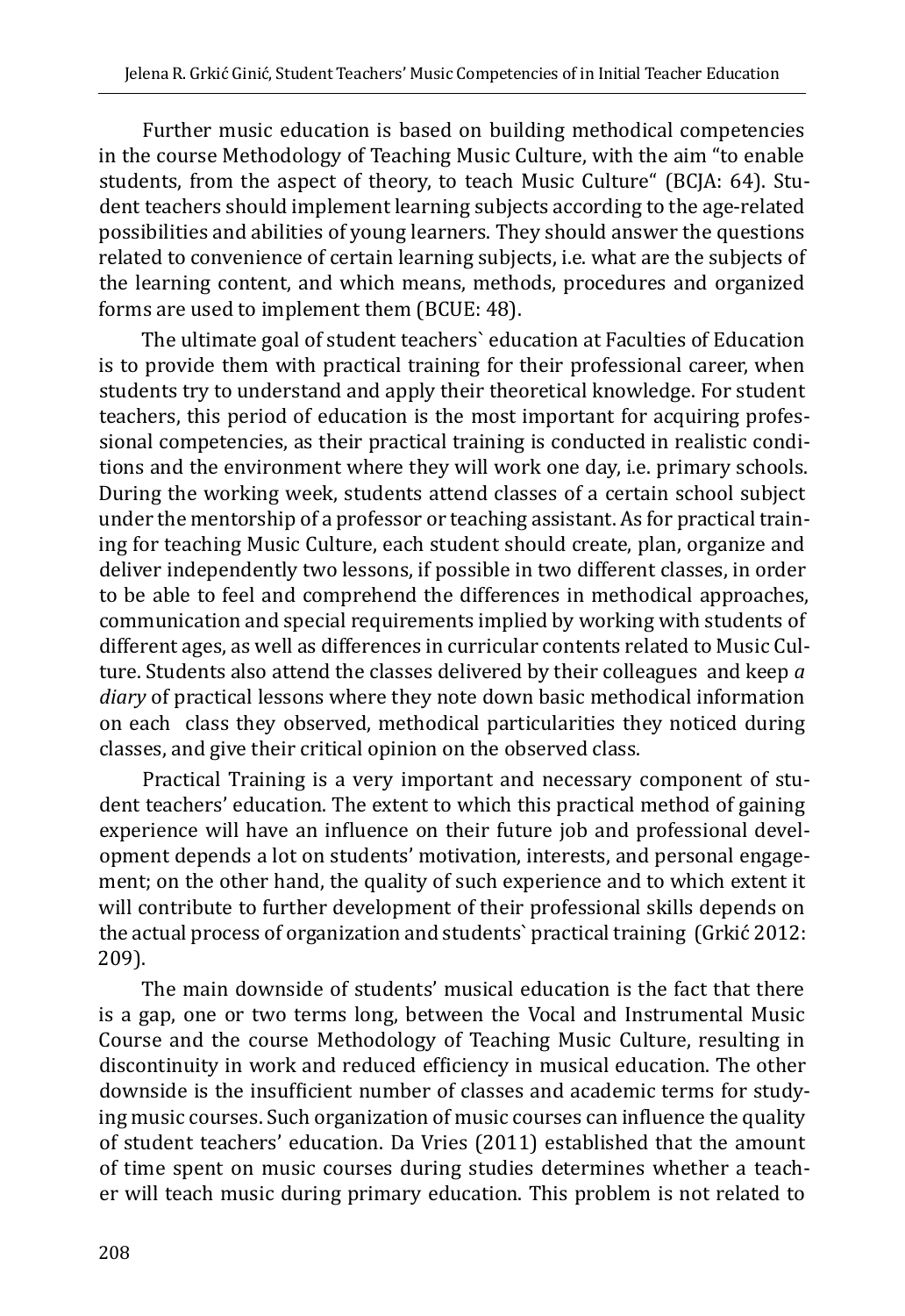Further music education is based on building methodical competencies in the course Methodology of Teaching Music Culture, with the aim "to enable students, from the aspect of theory, to teach Music Culture" (BCJA: 64). Student teachers should implement learning subjects according to the age-related possibilities and abilities of young learners. They should answer the questions related to convenience of certain learning subjects, i.e. what are the subjects of the learning content, and which means, methods, procedures and organized forms are used to implement them (BCUE: 48).

The ultimate goal of student teachers` education at Faculties of Education is to provide them with practical training for their professional career, when students try to understand and apply their theoretical knowledge. For student teachers, this period of education is the most important for acquiring professional competencies, as their practical training is conducted in realistic conditions and the environment where they will work one day, i.e. primary schools. During the working week, students attend classes of a certain school subject under the mentorship of a professor or teaching assistant. As for practical training for teaching Music Culture, each student should create, plan, organize and deliver independently two lessons, if possible in two different classes, in order to be able to feel and comprehend the differences in methodical approaches, communication and special requirements implied by working with students of different ages, as well as differences in curricular contents related to Music Culture. Students also attend the classes delivered by their colleagues and keep *a diary* of practical lessons where they note down basic methodical information on each class they observed, methodical particularities they noticed during classes, and give their critical opinion on the observed class.

Practical Training is a very important and necessary component of student teachers' education. The extent to which this practical method of gaining experience will have an influence on their future job and professional development depends a lot on students' motivation, interests, and personal engagement; on the other hand, the quality of such experience and to which extent it will contribute to further development of their professional skills depends on the actual process of organization and students` practical training (Grkić 2012: 209).

The main downside of students' musical education is the fact that there is a gap, one or two terms long, between the Vocal and Instrumental Music Course and the course Methodology of Teaching Music Culture, resulting in discontinuity in work and reduced efficiency in musical education. The other downside is the insufficient number of classes and academic terms for studying music courses. Such organization of music courses can influence the quality of student teachers' education. Da Vries (2011) established that the amount of time spent on music courses during studies determines whether a teacher will teach music during primary education. This problem is not related to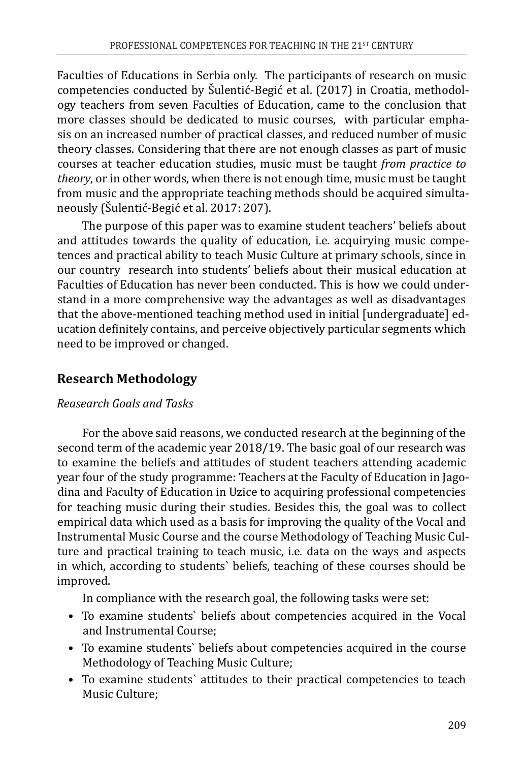Faculties of Educations in Serbia only. The participants of research on music competencies conducted by Šulentić-Begić et al. (2017) in Croatia, methodology teachers from seven Faculties of Education, came to the conclusion that more classes should be dedicated to music courses, with particular emphasis on an increased number of practical classes, and reduced number of music theory classes. Considering that there are not enough classes as part of music courses at teacher education studies, music must be taught *from practice to theory*, or in other words, when there is not enough time, music must be taught from music and the appropriate teaching methods should be acquired simultaneously (Šulentić-Begić et al. 2017: 207).

The purpose of this paper was to examine student teachers' beliefs about and attitudes towards the quality of education, i.e. acquirying music competences and practical ability to teach Music Culture at primary schools, since in our country research into students' beliefs about their musical education at Faculties of Education has never been conducted. This is how we could understand in a more comprehensive way the advantages as well as disadvantages that the above-mentioned teaching method used in initial [undergraduate] education definitely contains, and perceive objectively particular segments which need to be improved or changed.

## Research Methodology

*Reasearch Goals and Tasks*

For the above said reasons, we conducted research at the beginning of the second term of the academic year 2018/19. The basic goal of our research was to examine the beliefs and attitudes of student teachers attending academic year four of the study programme: Teachers at the Faculty of Education in Jagodina and Faculty of Education in Uzice to acquiring professional competencies for teaching music during their studies. Besides this, the goal was to collect empirical data which used as a basis for improving the quality of the Vocal and Instrumental Music Course and the course Methodology of Teaching Music Culture and practical training to teach music, i.e. data on the ways and aspects in which, according to students` beliefs, teaching of these courses should be improved.

In compliance with the research goal, the following tasks were set:

- To examine students` beliefs about competencies acquired in the Vocal and Instrumental Course;
- To examine students` beliefs about competencies acquired in the course Methodology of Teaching Music Culture;
- To examine students` attitudes to their practical competencies to teach Music Culture;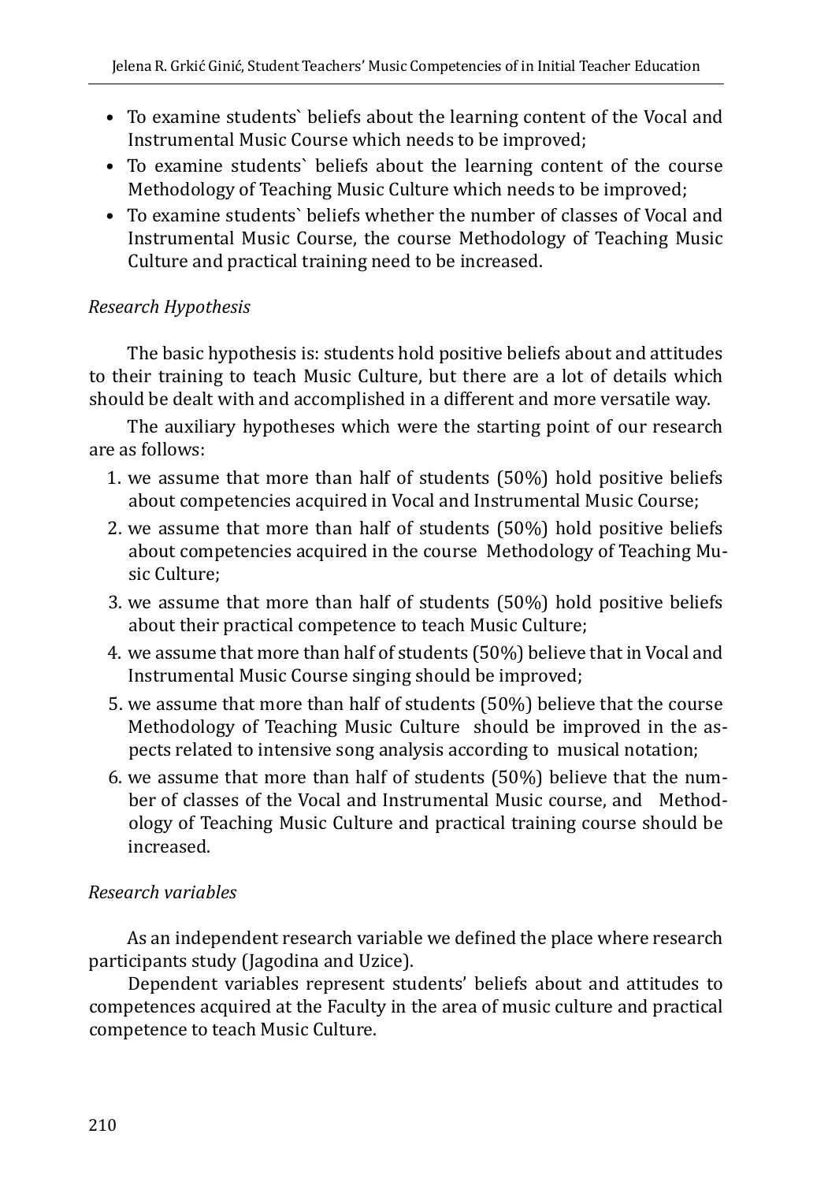- To examine students` beliefs about the learning content of the Vocal and Instrumental Music Course which needs to be improved;
- To examine students` beliefs about the learning content of the course Methodology of Teaching Music Culture which needs to be improved;
- To examine students` beliefs whether the number of classes of Vocal and Instrumental Music Course, the course Methodology of Teaching Music Culture and practical training need to be increased.

*Research Hypothesis*

The basic hypothesis is: students hold positive beliefs about and attitudes to their training to teach Music Culture, but there are a lot of details which should be dealt with and accomplished in a different and more versatile way.

The auxiliary hypotheses which were the starting point of our research are as follows:

1. we assume that more than half of students (50%) hold positive beliefs about competencies acquired in Vocal and Instrumental Music Course;
2. we assume that more than half of students (50%) hold positive beliefs about competencies acquired in the course Methodology of Teaching Music Culture;
3. we assume that more than half of students (50%) hold positive beliefs about their practical competence to teach Music Culture;
4. we assume that more than half of students (50%) believe that in Vocal and Instrumental Music Course singing should be improved;
5. we assume that more than half of students (50%) believe that the course Methodology of Teaching Music Culture should be improved in the aspects related to intensive song analysis according to musical notation;
6. we assume that more than half of students (50%) believe that the number of classes of the Vocal and Instrumental Music course, and Methodology of Teaching Music Culture and practical training course should be increased.

*Research variables*

As an independent research variable we defined the place where research participants study (Jagodina and Uzice).

Dependent variables represent students' beliefs about and attitudes to competences acquired at the Faculty in the area of music culture and practical competence to teach Music Culture.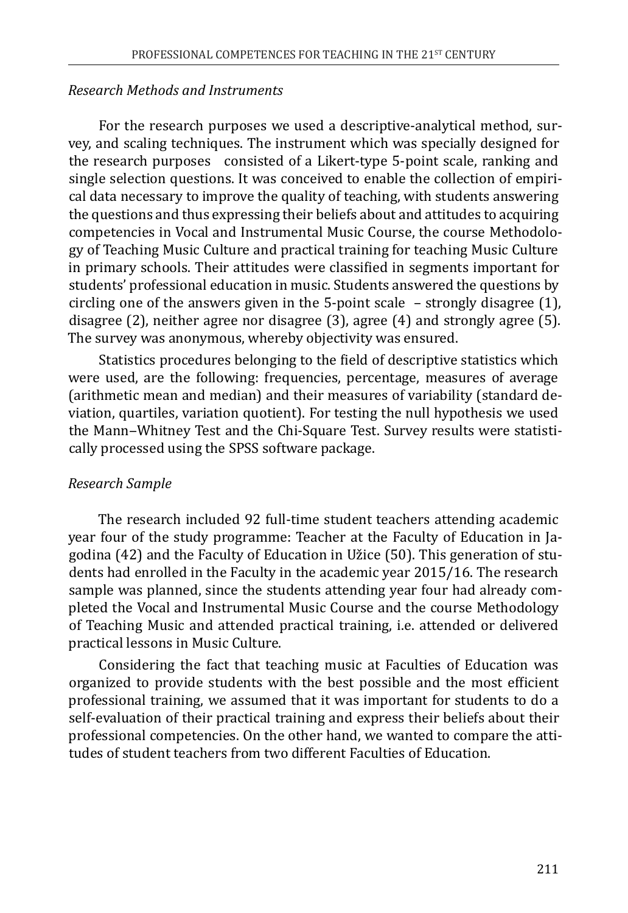*Research Methods and Instruments*

For the research purposes we used a descriptive-analytical method, survey, and scaling techniques. The instrument which was specially designed for the research purposes consisted of a Likert-type 5-point scale, ranking and single selection questions. It was conceived to enable the collection of empirical data necessary to improve the quality of teaching, with students answering the questions and thus expressing their beliefs about and attitudes to acquiring competencies in Vocal and Instrumental Music Course, the course Methodology of Teaching Music Culture and practical training for teaching Music Culture in primary schools. Their attitudes were classified in segments important for students' professional education in music. Students answered the questions by circling one of the answers given in the 5-point scale – strongly disagree (1), disagree (2), neither agree nor disagree (3), agree (4) and strongly agree (5). The survey was anonymous, whereby objectivity was ensured.

Statistics procedures belonging to the field of descriptive statistics which were used, are the following: frequencies, percentage, measures of average (arithmetic mean and median) and their measures of variability (standard deviation, quartiles, variation quotient). For testing the null hypothesis we used the Mann–Whitney Test and the Chi-Square Test. Survey results were statistically processed using the SPSS software package.

*Research Sample*

The research included 92 full-time student teachers attending academic year four of the study programme: Teacher at the Faculty of Education in Jagodina (42) and the Faculty of Education in Užice (50). This generation of students had enrolled in the Faculty in the academic year 2015/16. The research sample was planned, since the students attending year four had already completed the Vocal and Instrumental Music Course and the course Methodology of Teaching Music and attended practical training, i.e. attended or delivered practical lessons in Music Culture.

Considering the fact that teaching music at Faculties of Education was organized to provide students with the best possible and the most efficient professional training, we assumed that it was important for students to do a self-evaluation of their practical training and express their beliefs about their professional competencies. On the other hand, we wanted to compare the attitudes of student teachers from two different Faculties of Education.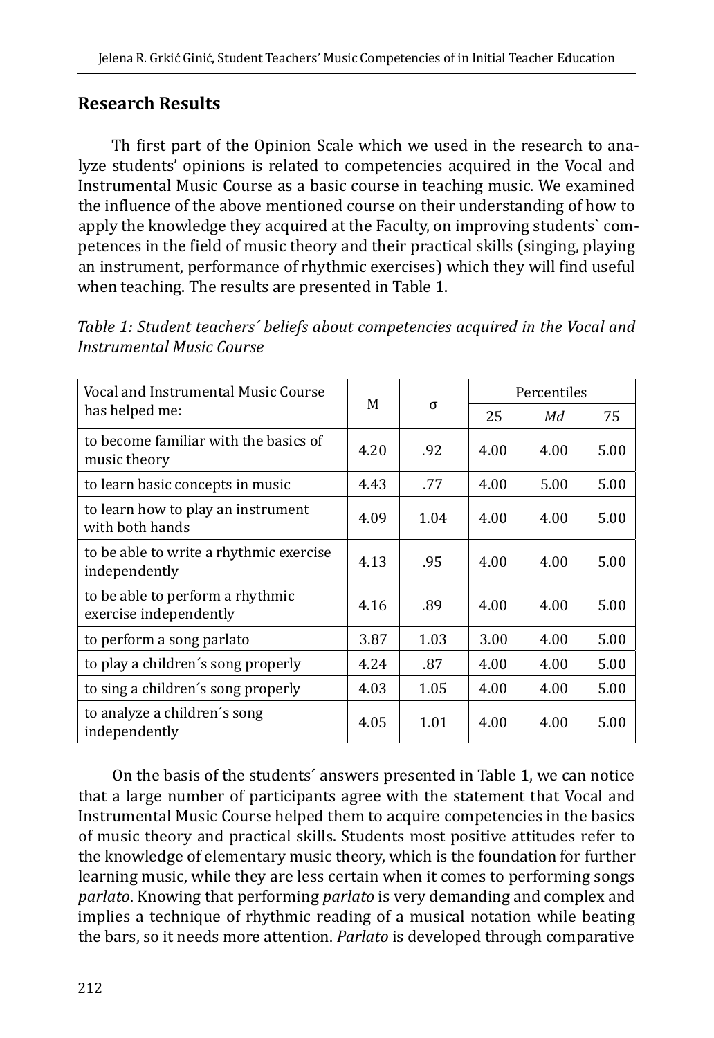## Research Results

Th first part of the Opinion Scale which we used in the research to analyze students' opinions is related to competencies acquired in the Vocal and Instrumental Music Course as a basic course in teaching music. We examined the influence of the above mentioned course on their understanding of how to apply the knowledge they acquired at the Faculty, on improving students` competences in the field of music theory and their practical skills (singing, playing an instrument, performance of rhythmic exercises) which they will find useful when teaching. The results are presented in Table 1.

*Table 1: Student teachers´ beliefs about competencies acquired in the Vocal and Instrumental Music Course*

| Vocal and Instrumental Music Course has helped me: | M | σ | Percentiles | | |
|---|---|---|---|---|---|
| | | | 25 | *Md* | 75 |
| to become familiar with the basics of music theory | 4.20 | .92 | 4.00 | 4.00 | 5.00 |
| to learn basic concepts in music | 4.43 | .77 | 4.00 | 5.00 | 5.00 |
| to learn how to play an instrument with both hands | 4.09 | 1.04 | 4.00 | 4.00 | 5.00 |
| to be able to write a rhythmic exercise independently | 4.13 | .95 | 4.00 | 4.00 | 5.00 |
| to be able to perform a rhythmic exercise independently | 4.16 | .89 | 4.00 | 4.00 | 5.00 |
| to perform a song parlato | 3.87 | 1.03 | 3.00 | 4.00 | 5.00 |
| to play a children´s song properly | 4.24 | .87 | 4.00 | 4.00 | 5.00 |
| to sing a children´s song properly | 4.03 | 1.05 | 4.00 | 4.00 | 5.00 |
| to analyze a children´s song independently | 4.05 | 1.01 | 4.00 | 4.00 | 5.00 |

On the basis of the students´ answers presented in Table 1, we can notice that a large number of participants agree with the statement that Vocal and Instrumental Music Course helped them to acquire competencies in the basics of music theory and practical skills. Students most positive attitudes refer to the knowledge of elementary music theory, which is the foundation for further learning music, while they are less certain when it comes to performing songs *parlato*. Knowing that performing *parlato* is very demanding and complex and implies a technique of rhythmic reading of a musical notation while beating the bars, so it needs more attention. *Parlato* is developed through comparative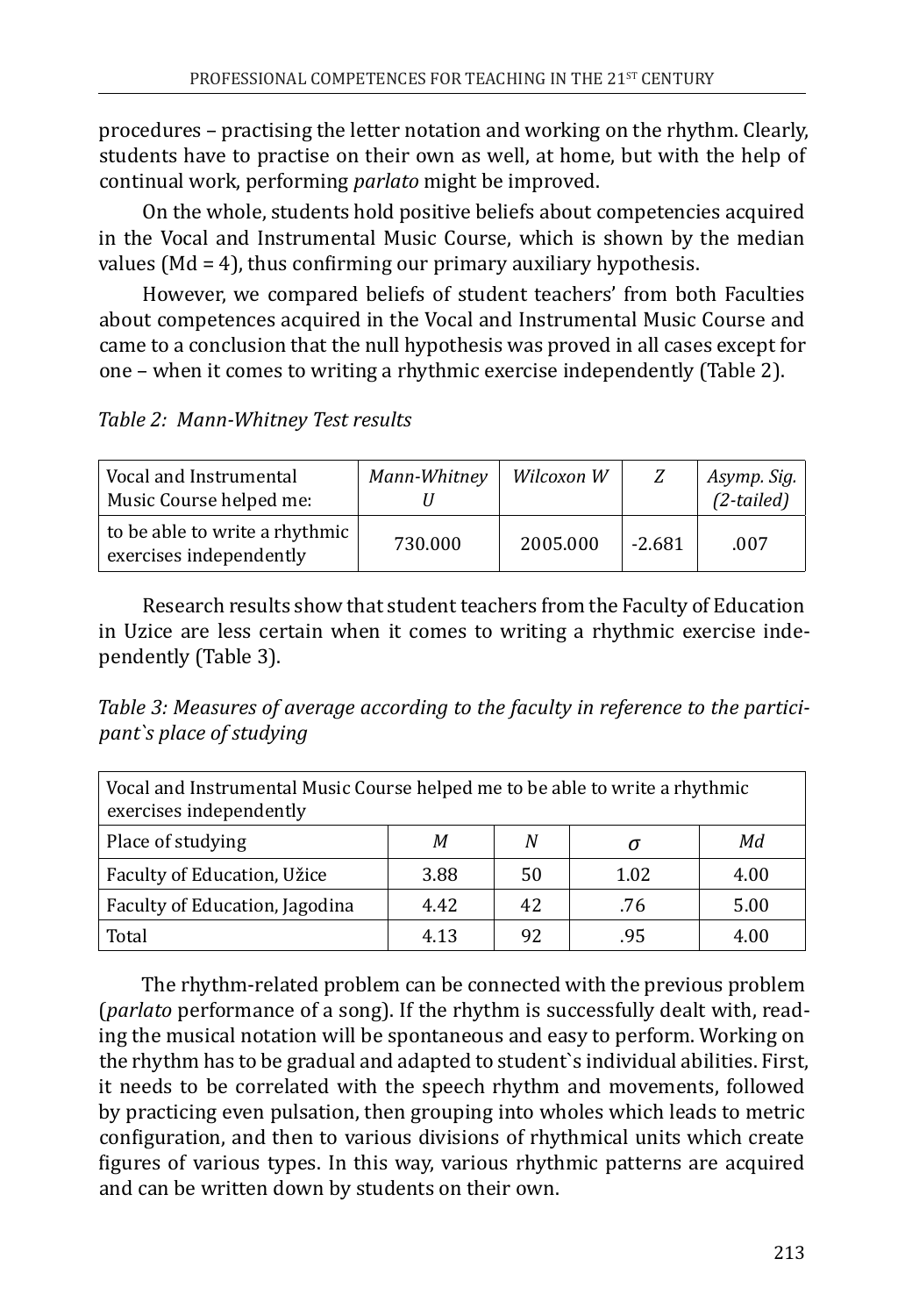procedures – practising the letter notation and working on the rhythm. Clearly, students have to practise on their own as well, at home, but with the help of continual work, performing *parlato* might be improved.

On the whole, students hold positive beliefs about competencies acquired in the Vocal and Instrumental Music Course, which is shown by the median values (Md = 4), thus confirming our primary auxiliary hypothesis.

However, we compared beliefs of student teachers' from both Faculties about competences acquired in the Vocal and Instrumental Music Course and came to a conclusion that the null hypothesis was proved in all cases except for one – when it comes to writing a rhythmic exercise independently (Table 2).

*Table 2: Mann-Whitney Test results*

| Vocal and Instrumental Music Course helped me: | *Mann-Whitney U* | *Wilcoxon W* | *Z* | *Asymp. Sig. (2-tailed)* |
|---|---|---|---|---|
| to be able to write a rhythmic exercises independently | 730.000 | 2005.000 | -2.681 | .007 |

Research results show that student teachers from the Faculty of Education in Uzice are less certain when it comes to writing a rhythmic exercise independently (Table 3).

*Table 3: Measures of average according to the faculty in reference to the participant`s place of studying*

| Vocal and Instrumental Music Course helped me to be able to write a rhythmic exercises independently | | | | |
|---|---|---|---|---|
| Place of studying | *M* | *N* | *σ* | *Md* |
| Faculty of Education, Užice | 3.88 | 50 | 1.02 | 4.00 |
| Faculty of Education, Jagodina | 4.42 | 42 | .76 | 5.00 |
| Total | 4.13 | 92 | .95 | 4.00 |

The rhythm-related problem can be connected with the previous problem (*parlato* performance of a song). If the rhythm is successfully dealt with, reading the musical notation will be spontaneous and easy to perform. Working on the rhythm has to be gradual and adapted to student`s individual abilities. First, it needs to be correlated with the speech rhythm and movements, followed by practicing even pulsation, then grouping into wholes which leads to metric configuration, and then to various divisions of rhythmical units which create figures of various types. In this way, various rhythmic patterns are acquired and can be written down by students on their own.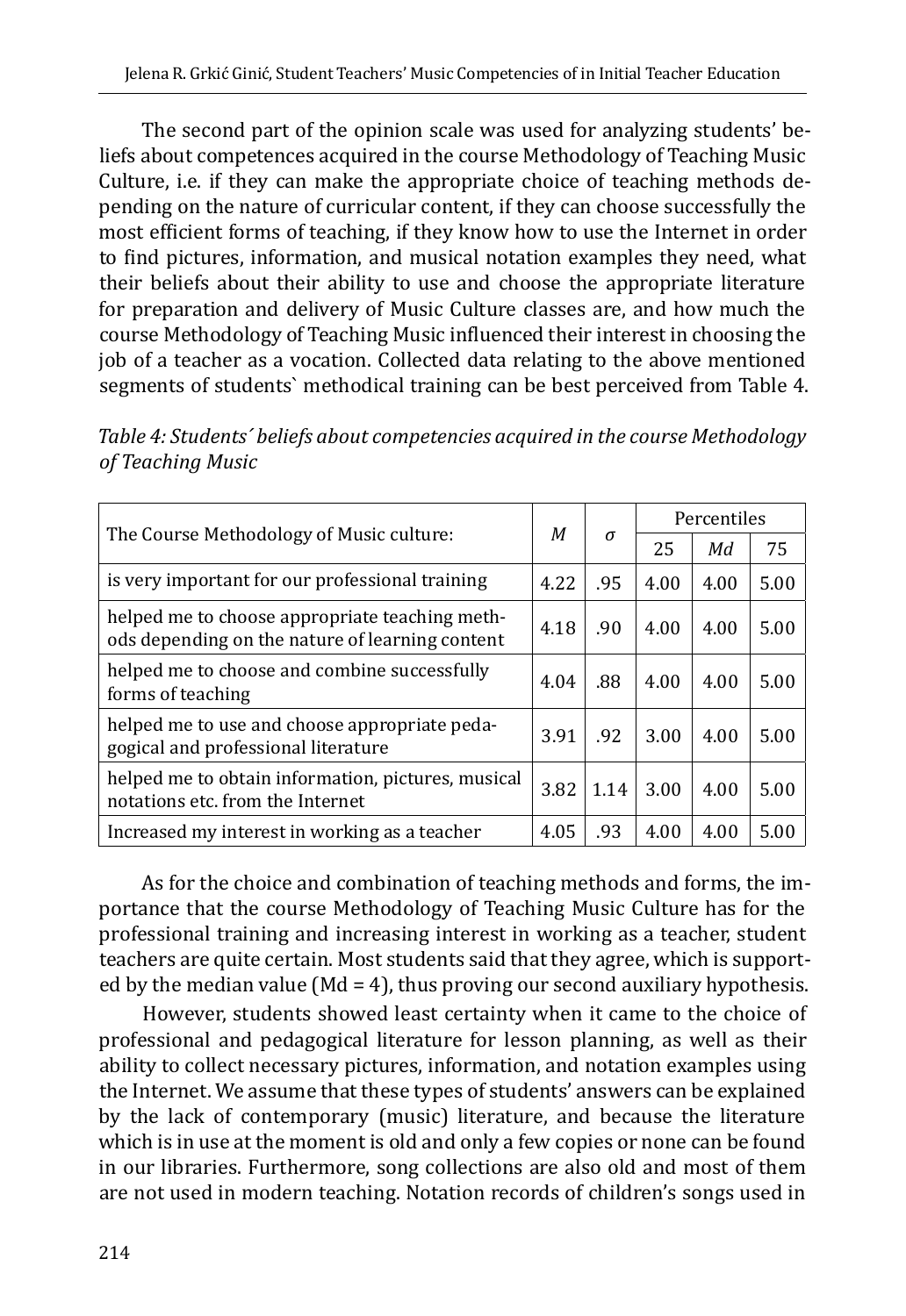The second part of the opinion scale was used for analyzing students' beliefs about competences acquired in the course Methodology of Teaching Music Culture, i.e. if they can make the appropriate choice of teaching methods depending on the nature of curricular content, if they can choose successfully the most efficient forms of teaching, if they know how to use the Internet in order to find pictures, information, and musical notation examples they need, what their beliefs about their ability to use and choose the appropriate literature for preparation and delivery of Music Culture classes are, and how much the course Methodology of Teaching Music influenced their interest in choosing the job of a teacher as a vocation. Collected data relating to the above mentioned segments of students` methodical training can be best perceived from Table 4.

*Table 4: Students´ beliefs about competencies acquired in the course Methodology of Teaching Music*

| The Course Methodology of Music culture: | *M* | *σ* | Percentiles | | |
|---|---|---|---|---|---|
| | | | 25 | *Md* | 75 |
| is very important for our professional training | 4.22 | .95 | 4.00 | 4.00 | 5.00 |
| helped me to choose appropriate teaching methods depending on the nature of learning content | 4.18 | .90 | 4.00 | 4.00 | 5.00 |
| helped me to choose and combine successfully forms of teaching | 4.04 | .88 | 4.00 | 4.00 | 5.00 |
| helped me to use and choose appropriate pedagogical and professional literature | 3.91 | .92 | 3.00 | 4.00 | 5.00 |
| helped me to obtain information, pictures, musical notations etc. from the Internet | 3.82 | 1.14 | 3.00 | 4.00 | 5.00 |
| Increased my interest in working as a teacher | 4.05 | .93 | 4.00 | 4.00 | 5.00 |

As for the choice and combination of teaching methods and forms, the importance that the course Methodology of Teaching Music Culture has for the professional training and increasing interest in working as a teacher, student teachers are quite certain. Most students said that they agree, which is supported by the median value (Md = 4), thus proving our second auxiliary hypothesis.

However, students showed least certainty when it came to the choice of professional and pedagogical literature for lesson planning, as well as their ability to collect necessary pictures, information, and notation examples using the Internet. We assume that these types of students' answers can be explained by the lack of contemporary (music) literature, and because the literature which is in use at the moment is old and only a few copies or none can be found in our libraries. Furthermore, song collections are also old and most of them are not used in modern teaching. Notation records of children's songs used in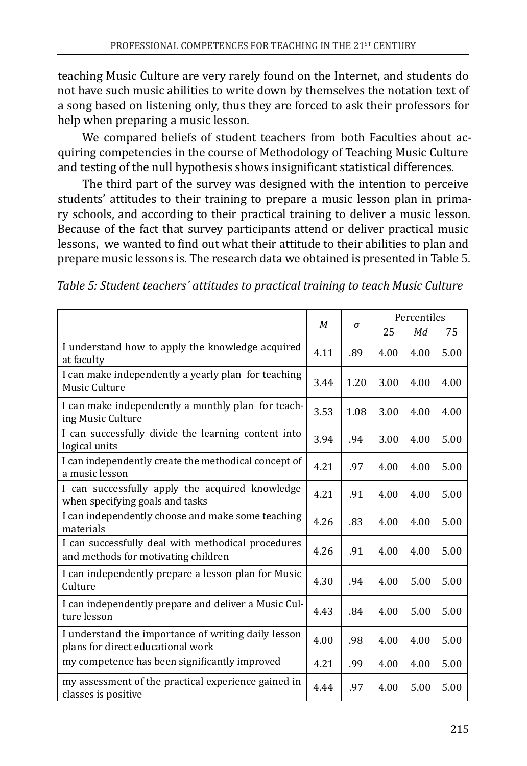teaching Music Culture are very rarely found on the Internet, and students do not have such music abilities to write down by themselves the notation text of a song based on listening only, thus they are forced to ask their professors for help when preparing a music lesson.

We compared beliefs of student teachers from both Faculties about acquiring competencies in the course of Methodology of Teaching Music Culture and testing of the null hypothesis shows insignificant statistical differences.

The third part of the survey was designed with the intention to perceive students' attitudes to their training to prepare a music lesson plan in primary schools, and according to their practical training to deliver a music lesson. Because of the fact that survey participants attend or deliver practical music lessons, we wanted to find out what their attitude to their abilities to plan and prepare music lessons is. The research data we obtained is presented in Table 5.

*Table 5: Student teachers´ attitudes to practical training to teach Music Culture*

| | *M* | *σ* | Percentiles | | |
|---|---|---|---|---|---|
| | | | 25 | *Md* | 75 |
| I understand how to apply the knowledge acquired at faculty | 4.11 | .89 | 4.00 | 4.00 | 5.00 |
| I can make independently a yearly plan for teaching Music Culture | 3.44 | 1.20 | 3.00 | 4.00 | 4.00 |
| I can make independently a monthly plan for teaching Music Culture | 3.53 | 1.08 | 3.00 | 4.00 | 4.00 |
| I can successfully divide the learning content into logical units | 3.94 | .94 | 3.00 | 4.00 | 5.00 |
| I can independently create the methodical concept of a music lesson | 4.21 | .97 | 4.00 | 4.00 | 5.00 |
| I can successfully apply the acquired knowledge when specifying goals and tasks | 4.21 | .91 | 4.00 | 4.00 | 5.00 |
| I can independently choose and make some teaching materials | 4.26 | .83 | 4.00 | 4.00 | 5.00 |
| I can successfully deal with methodical procedures and methods for motivating children | 4.26 | .91 | 4.00 | 4.00 | 5.00 |
| I can independently prepare a lesson plan for Music Culture | 4.30 | .94 | 4.00 | 5.00 | 5.00 |
| I can independently prepare and deliver a Music Culture lesson | 4.43 | .84 | 4.00 | 5.00 | 5.00 |
| I understand the importance of writing daily lesson plans for direct educational work | 4.00 | .98 | 4.00 | 4.00 | 5.00 |
| my competence has been significantly improved | 4.21 | .99 | 4.00 | 4.00 | 5.00 |
| my assessment of the practical experience gained in classes is positive | 4.44 | .97 | 4.00 | 5.00 | 5.00 |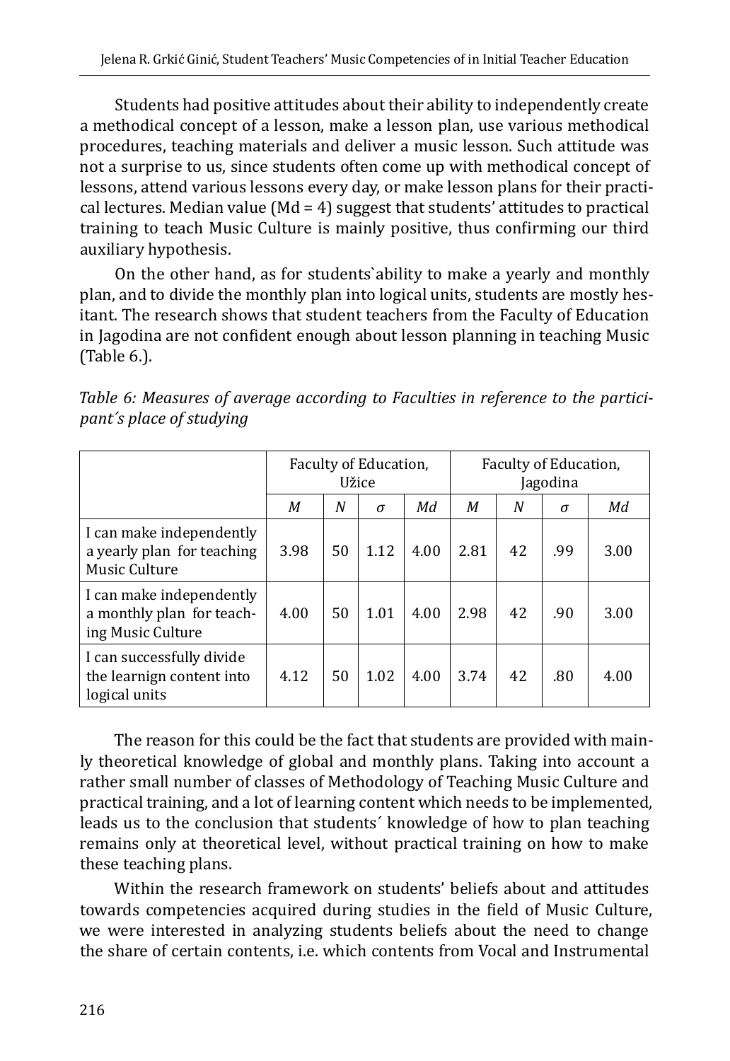Students had positive attitudes about their ability to independently create a methodical concept of a lesson, make a lesson plan, use various methodical procedures, teaching materials and deliver a music lesson. Such attitude was not a surprise to us, since students often come up with methodical concept of lessons, attend various lessons every day, or make lesson plans for their practical lectures. Median value (Md = 4) suggest that students' attitudes to practical training to teach Music Culture is mainly positive, thus confirming our third auxiliary hypothesis.

On the other hand, as for students`ability to make a yearly and monthly plan, and to divide the monthly plan into logical units, students are mostly hesitant. The research shows that student teachers from the Faculty of Education in Jagodina are not confident enough about lesson planning in teaching Music (Table 6.).

*Table 6: Measures of average according to Faculties in reference to the participant´s place of studying*

| | Faculty of Education, Užice | | | | Faculty of Education, Jagodina | | | |
|---|---|---|---|---|---|---|---|---|
| | *M* | *N* | *σ* | *Md* | *M* | *N* | *σ* | *Md* |
| I can make independently a yearly plan for teaching Music Culture | 3.98 | 50 | 1.12 | 4.00 | 2.81 | 42 | .99 | 3.00 |
| I can make independently a monthly plan for teaching Music Culture | 4.00 | 50 | 1.01 | 4.00 | 2.98 | 42 | .90 | 3.00 |
| I can successfully divide the learnign content into logical units | 4.12 | 50 | 1.02 | 4.00 | 3.74 | 42 | .80 | 4.00 |

The reason for this could be the fact that students are provided with mainly theoretical knowledge of global and monthly plans. Taking into account a rather small number of classes of Methodology of Teaching Music Culture and practical training, and a lot of learning content which needs to be implemented, leads us to the conclusion that students´ knowledge of how to plan teaching remains only at theoretical level, without practical training on how to make these teaching plans.

Within the research framework on students' beliefs about and attitudes towards competencies acquired during studies in the field of Music Culture, we were interested in analyzing students beliefs about the need to change the share of certain contents, i.e. which contents from Vocal and Instrumental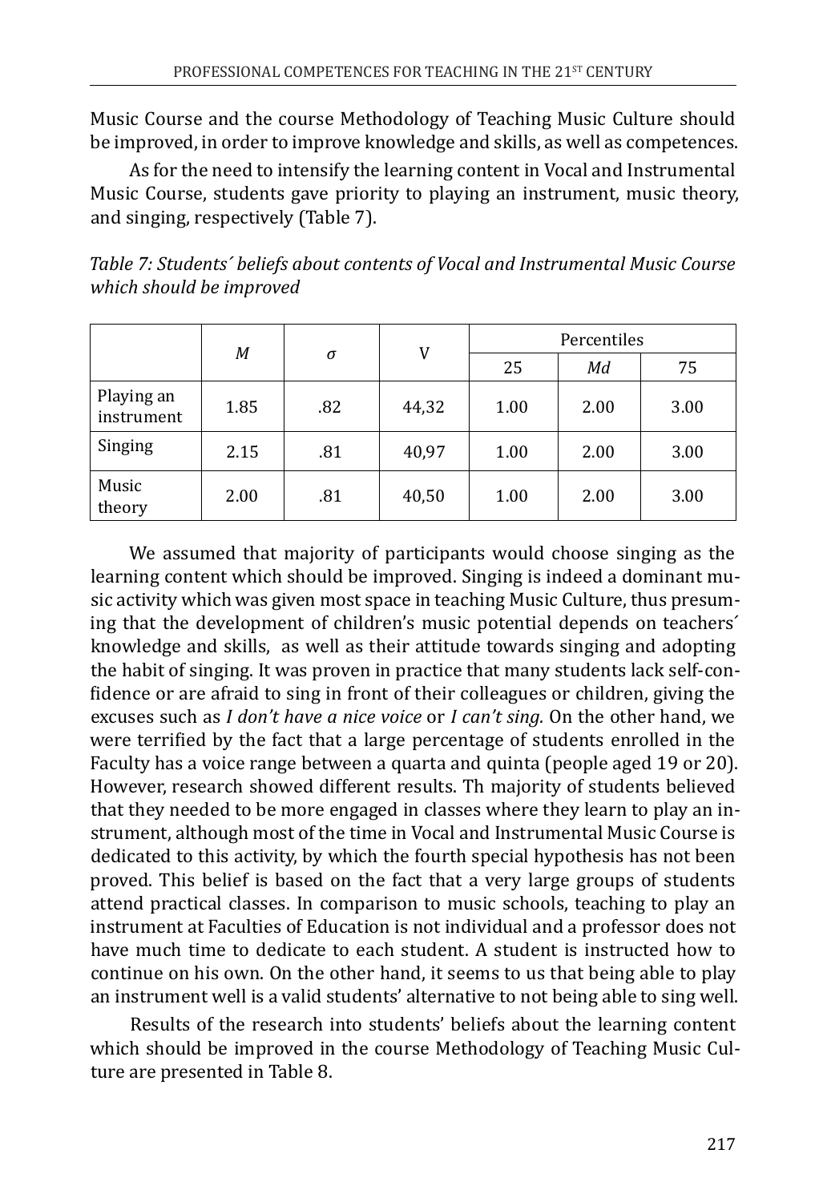Music Course and the course Methodology of Teaching Music Culture should be improved, in order to improve knowledge and skills, as well as competences.

As for the need to intensify the learning content in Vocal and Instrumental Music Course, students gave priority to playing an instrument, music theory, and singing, respectively (Table 7).

*Table 7: Students´ beliefs about contents of Vocal and Instrumental Music Course which should be improved*

| | *M* | *σ* | V | Percentiles | | |
|---|---|---|---|---|---|---|
| | | | | 25 | *Md* | 75 |
| Playing an instrument | 1.85 | .82 | 44,32 | 1.00 | 2.00 | 3.00 |
| Singing | 2.15 | .81 | 40,97 | 1.00 | 2.00 | 3.00 |
| Music theory | 2.00 | .81 | 40,50 | 1.00 | 2.00 | 3.00 |

We assumed that majority of participants would choose singing as the learning content which should be improved. Singing is indeed a dominant music activity which was given most space in teaching Music Culture, thus presuming that the development of children's music potential depends on teachers´ knowledge and skills, as well as their attitude towards singing and adopting the habit of singing. It was proven in practice that many students lack self-confidence or are afraid to sing in front of their colleagues or children, giving the excuses such as *I don't have a nice voice* or *I can't sing.* On the other hand, we were terrified by the fact that a large percentage of students enrolled in the Faculty has a voice range between a quarta and quinta (people aged 19 or 20). However, research showed different results. Th majority of students believed that they needed to be more engaged in classes where they learn to play an instrument, although most of the time in Vocal and Instrumental Music Course is dedicated to this activity, by which the fourth special hypothesis has not been proved. This belief is based on the fact that a very large groups of students attend practical classes. In comparison to music schools, teaching to play an instrument at Faculties of Education is not individual and a professor does not have much time to dedicate to each student. A student is instructed how to continue on his own. On the other hand, it seems to us that being able to play an instrument well is a valid students' alternative to not being able to sing well.

Results of the research into students' beliefs about the learning content which should be improved in the course Methodology of Teaching Music Culture are presented in Table 8.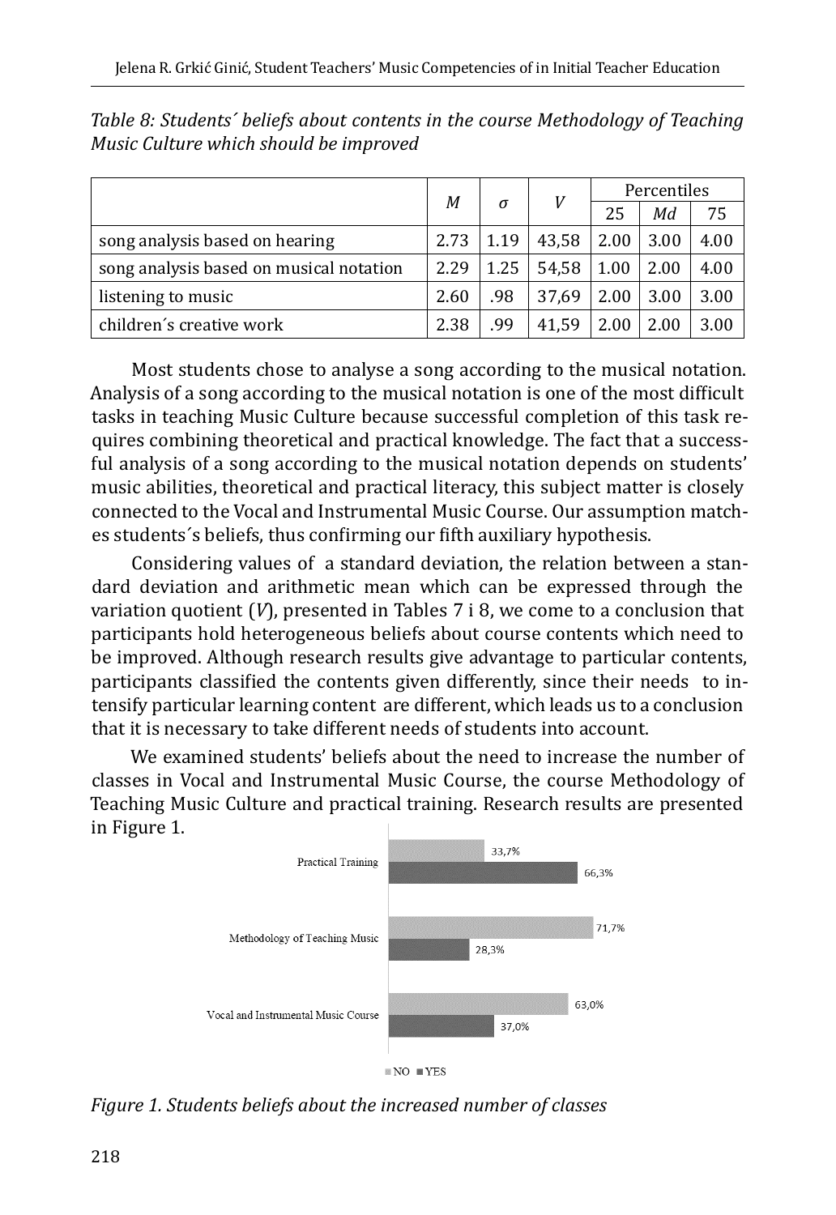*Table 8: Students´ beliefs about contents in the course Methodology of Teaching Music Culture which should be improved*

| | *M* | *σ* | *V* | Percentiles | | |
|---|---|---|---|---|---|---|
| | | | | 25 | *Md* | 75 |
| song analysis based on hearing | 2.73 | 1.19 | 43,58 | 2.00 | 3.00 | 4.00 |
| song analysis based on musical notation | 2.29 | 1.25 | 54,58 | 1.00 | 2.00 | 4.00 |
| listening to music | 2.60 | .98 | 37,69 | 2.00 | 3.00 | 3.00 |
| children´s creative work | 2.38 | .99 | 41,59 | 2.00 | 2.00 | 3.00 |

Most students chose to analyse a song according to the musical notation. Analysis of a song according to the musical notation is one of the most difficult tasks in teaching Music Culture because successful completion of this task requires combining theoretical and practical knowledge. The fact that a successful analysis of a song according to the musical notation depends on students' music abilities, theoretical and practical literacy, this subject matter is closely connected to the Vocal and Instrumental Music Course. Our assumption matches students´s beliefs, thus confirming our fifth auxiliary hypothesis.

Considering values of a standard deviation, the relation between a standard deviation and arithmetic mean which can be expressed through the variation quotient (*V*), presented in Tables 7 i 8, we come to a conclusion that participants hold heterogeneous beliefs about course contents which need to be improved. Although research results give advantage to particular contents, participants classified the contents given differently, since their needs to intensify particular learning content are different, which leads us to a conclusion that it is necessary to take different needs of students into account.

We examined students' beliefs about the need to increase the number of classes in Vocal and Instrumental Music Course, the course Methodology of Teaching Music Culture and practical training. Research results are presented in Figure 1.

*Figure 1. Students beliefs about the increased number of classes*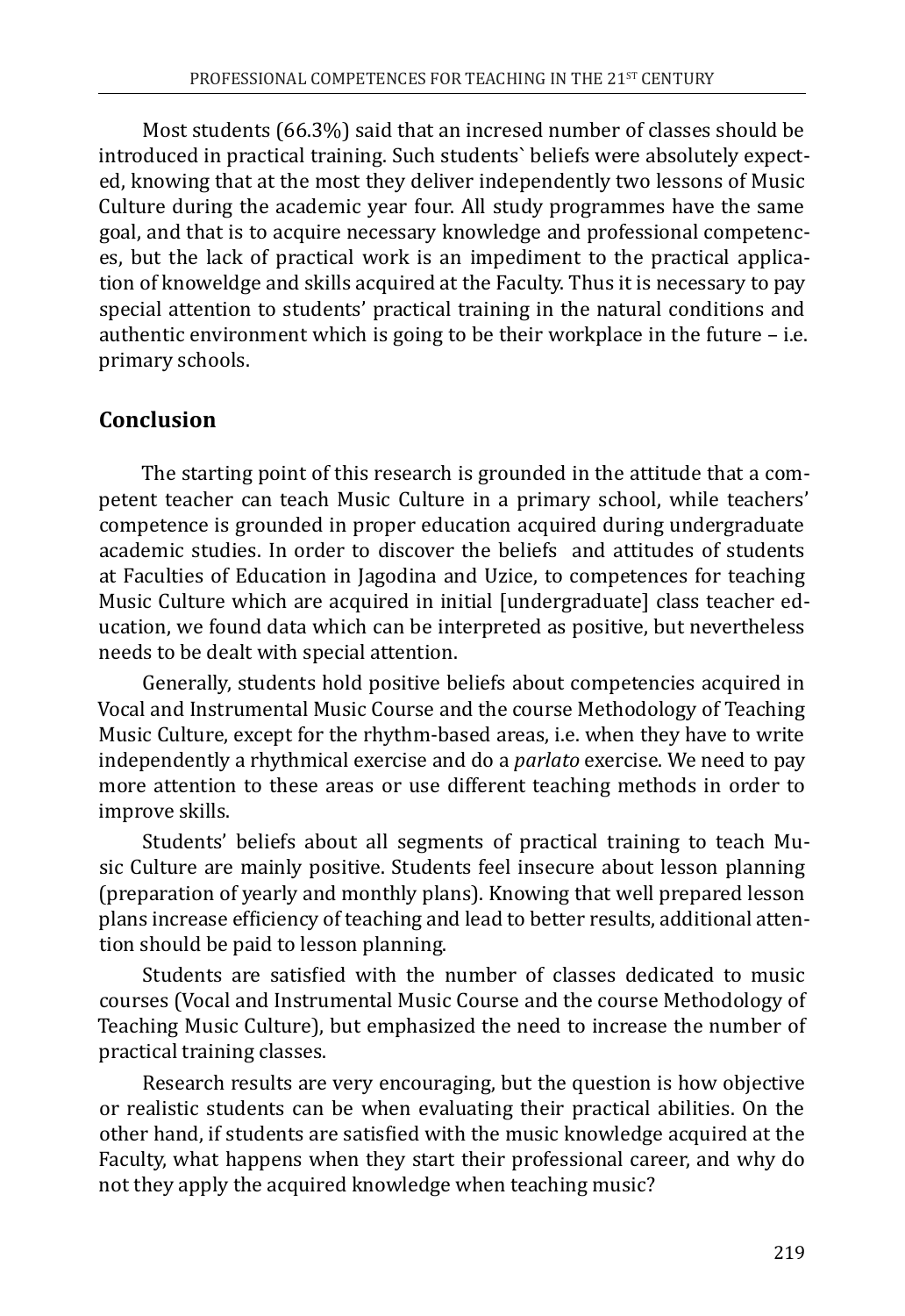Most students (66.3%) said that an incresed number of classes should be introduced in practical training. Such students` beliefs were absolutely expected, knowing that at the most they deliver independently two lessons of Music Culture during the academic year four. All study programmes have the same goal, and that is to acquire necessary knowledge and professional competences, but the lack of practical work is an impediment to the practical application of knoweldge and skills acquired at the Faculty. Thus it is necessary to pay special attention to students' practical training in the natural conditions and authentic environment which is going to be their workplace in the future – i.e. primary schools.

## Conclusion

The starting point of this research is grounded in the attitude that a competent teacher can teach Music Culture in a primary school, while teachers' competence is grounded in proper education acquired during undergraduate academic studies. In order to discover the beliefs and attitudes of students at Faculties of Education in Jagodina and Uzice, to competences for teaching Music Culture which are acquired in initial [undergraduate] class teacher education, we found data which can be interpreted as positive, but nevertheless needs to be dealt with special attention.

Generally, students hold positive beliefs about competencies acquired in Vocal and Instrumental Music Course and the course Methodology of Teaching Music Culture, except for the rhythm-based areas, i.e. when they have to write independently a rhythmical exercise and do a *parlato* exercise. We need to pay more attention to these areas or use different teaching methods in order to improve skills.

Students' beliefs about all segments of practical training to teach Music Culture are mainly positive. Students feel insecure about lesson planning (preparation of yearly and monthly plans). Knowing that well prepared lesson plans increase efficiency of teaching and lead to better results, additional attention should be paid to lesson planning.

Students are satisfied with the number of classes dedicated to music courses (Vocal and Instrumental Music Course and the course Methodology of Teaching Music Culture), but emphasized the need to increase the number of practical training classes.

Research results are very encouraging, but the question is how objective or realistic students can be when evaluating their practical abilities. On the other hand, if students are satisfied with the music knowledge acquired at the Faculty, what happens when they start their professional career, and why do not they apply the acquired knowledge when teaching music?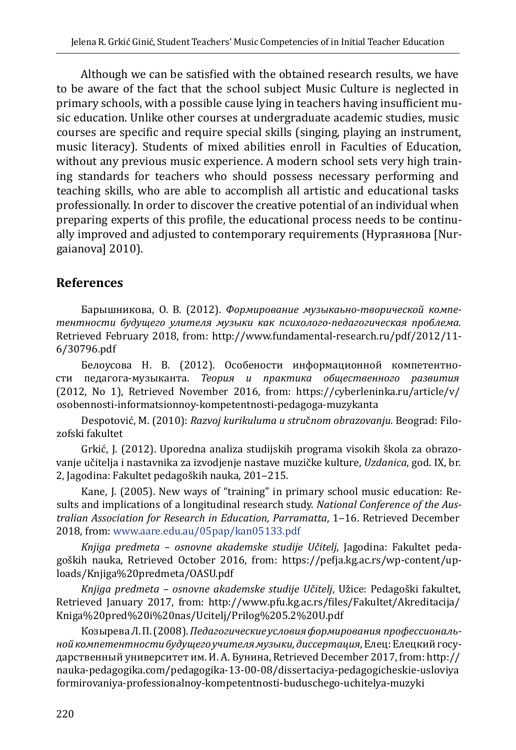Although we can be satisfied with the obtained research results, we have to be aware of the fact that the school subject Music Culture is neglected in primary schools, with a possible cause lying in teachers having insufficient music education. Unlike other courses at undergraduate academic studies, music courses are specific and require special skills (singing, playing an instrument, music literacy). Students of mixed abilities enroll in Faculties of Education, without any previous music experience. A modern school sets very high training standards for teachers who should possess necessary performing and teaching skills, who are able to accomplish all artistic and educational tasks professionally. In order to discover the creative potential of an individual when preparing experts of this profile, the educational process needs to be continually improved and adjusted to contemporary requirements (Нургаянова [Nurgaianova] 2010).

## References

Барышникова, О. В. (2012). *Формирование музыкаьно-творической компетентности будущего улителя музыки как психолого-педагогическая проблема.* Retrieved February 2018, from: http://www.fundamental-research.ru/pdf/2012/11-6/30796.pdf

Белоусова Н. В. (2012). Особености информационной компетентности педагога-музыканта. *Теория и практика общественного развития* (2012, No 1), Retrieved November 2016, from: https://cyberleninka.ru/article/v/osobennosti-informatsionnoy-kompetentnosti-pedagoga-muzykanta

Despotović, M. (2010): *Razvoj kurikuluma u stručnom obrazovanju*. Beograd: Filozofski fakultet

Grkić, J. (2012). Uporedna analiza studijskih programa visokih škola za obrazovanje učitelja i nastavnika za izvodjenje nastave muzičke kulture, *Uzdanica*, god. IX, br. 2, Jagodina: Fakultet pedagoških nauka, 201–215.

Kane, J. (2005). New ways of "training" in primary school music education: Results and implications of a longitudinal research study. *National Conference of the Australian Association for Research in Education, Parramatta*, 1–16. Retrieved December 2018, from: www.aare.edu.au/05pap/kan05133.pdf

*Knjiga predmeta – osnovne akademske studije Učitelj*, Jagodina: Fakultet pedagoških nauka, Retrieved October 2016, from: https://pefja.kg.ac.rs/wp-content/uploads/Knjiga%20predmeta/OASU.pdf

*Knjiga predmeta – osnovne akademske studije Učitelj*, Užice: Pedagoški fakultet, Retrieved January 2017, from: http://www.pfu.kg.ac.rs/files/Fakultet/Akreditacija/Kniga%20pred%20i%20nas/Ucitelj/Prilog%205.2%20U.pdf

Козырева Л. П. (2008). *Педагогические условия формирования профессиональной компетентности будущего учителя музыки, диссертация*, Елец: Елецкий государственный университет им. И. А. Бунина, Retrieved December 2017, from: http://nauka-pedagogika.com/pedagogika-13-00-08/dissertaciya-pedagogicheskie-usloviya formirovaniya-professionalnoy-kompetentnosti-buduschego-uchitelya-muzyki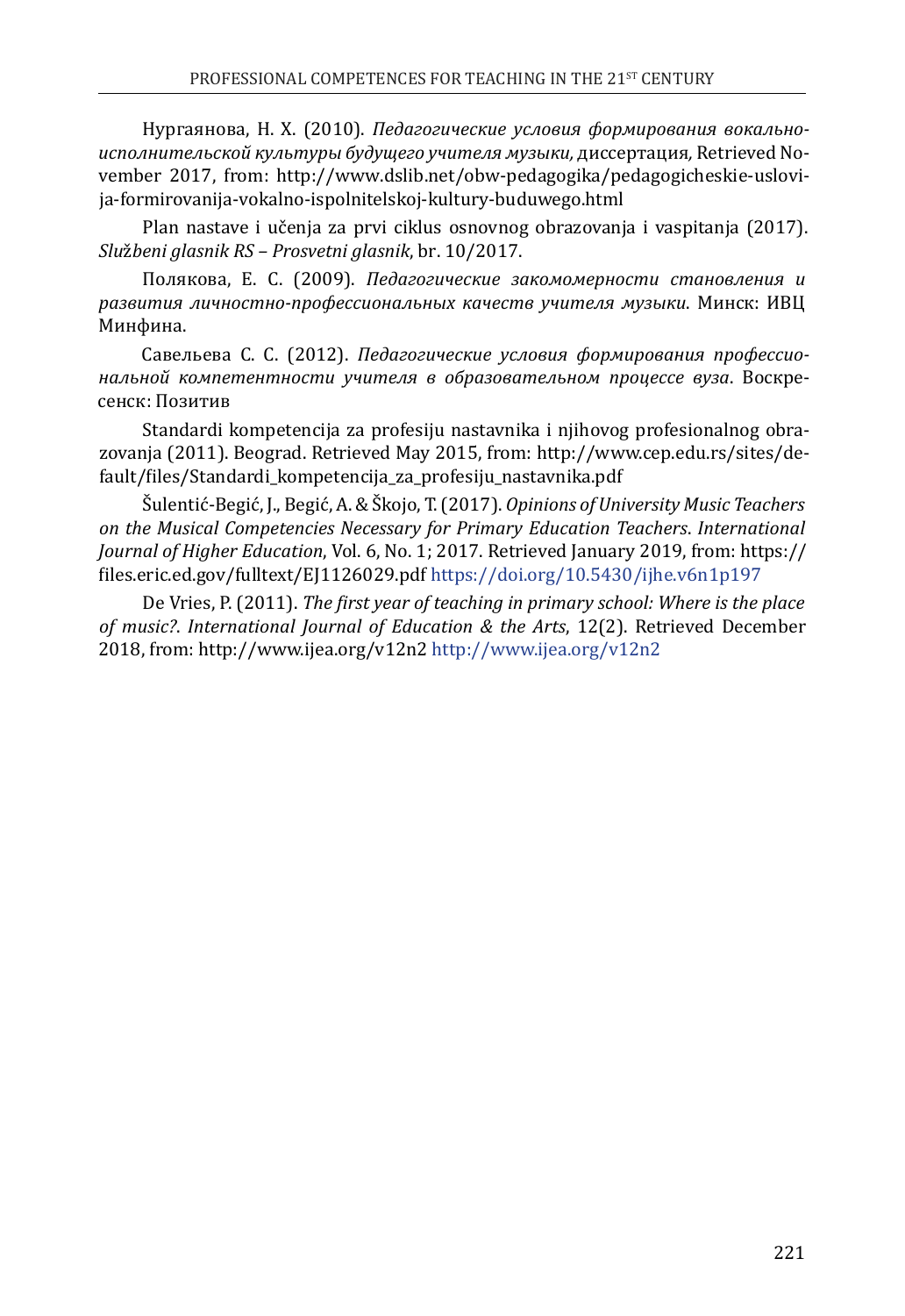Нургаянова, Н. Х. (2010). *Педагогические условия формирования вокально-исполнительской культуры будущего учителя музыки*, диссертация, Retrieved November 2017, from: http://www.dslib.net/obw-pedagogika/pedagogicheskie-uslovija-formirovanija-vokalno-ispolnitelskoj-kultury-buduwego.html

Plan nastave i učenja za prvi ciklus osnovnog obrazovanja i vaspitanja (2017). *Službeni glasnik RS – Prosvetni glasnik*, br. 10/2017.

Полякова, Е. С. (2009). *Педагогические закомомерности становления и развития личностно-профессиональных качеств учителя музыки*. Минск: ИВЦ Минфина.

Савельева С. С. (2012). *Педагогические условия формирования профессиональной компетентности учителя в образовательном процессе вуза*. Воскресенск: Позитив

Standardi kompetencija za profesiju nastavnika i njihovog profesionalnog obrazovanja (2011). Beograd. Retrieved May 2015, from: http://www.cep.edu.rs/sites/default/files/Standardi_kompetencija_za_profesiju_nastavnika.pdf

Šulentić-Begić, J., Begić, A. & Škojo, T. (2017). *Opinions of University Music Teachers on the Musical Competencies Necessary for Primary Education Teachers*. *International Journal of Higher Education*, Vol. 6, No. 1; 2017. Retrieved January 2019, from: https://files.eric.ed.gov/fulltext/EJ1126029.pdf https://doi.org/10.5430/ijhe.v6n1p197

De Vries, P. (2011). *The first year of teaching in primary school: Where is the place of music?*. *International Journal of Education & the Arts*, 12(2). Retrieved December 2018, from: http://www.ijea.org/v12n2 http://www.ijea.org/v12n2